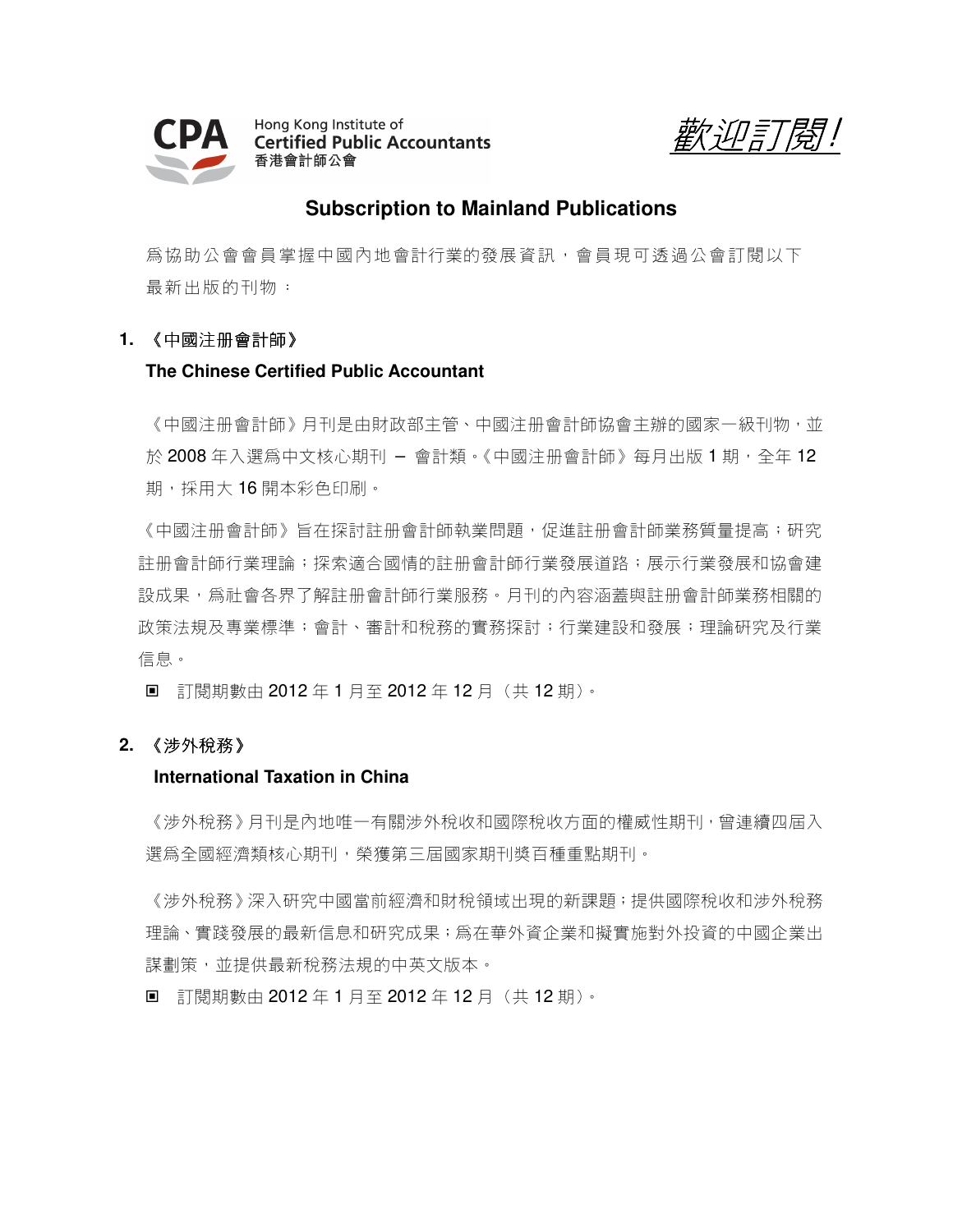Hong Kong Institute of
Certified Public Accountants
香港會計師公會

*歡迎訂閱!*

## Subscription to Mainland Publications

爲協助公會會員掌握中國內地會計行業的發展資訊，會員現可透過公會訂閱以下最新出版的刊物：

### 1. 《中國注册會計師》

**The Chinese Certified Public Accountant**

《中國注册會計師》月刊是由財政部主管、中國注册會計師協會主辦的國家一級刊物，並於 2008 年入選爲中文核心期刊 – 會計類。《中國注册會計師》每月出版 1 期，全年 12 期，採用大 16 開本彩色印刷。

《中國注册會計師》旨在探討註冊會計師執業問題，促進註冊會計師業務質量提高；研究註冊會計師行業理論；探索適合國情的註冊會計師行業發展道路；展示行業發展和協會建設成果，爲社會各界了解註冊會計師行業服務。月刊的內容涵蓋與註冊會計師業務相關的政策法規及專業標準；會計、審計和稅務的實務探討；行業建設和發展；理論研究及行業信息。

▣ 訂閱期數由 2012 年 1 月至 2012 年 12 月（共 12 期）。

### 2. 《涉外稅務》

**International Taxation in China**

《涉外稅務》月刊是內地唯一有關涉外稅收和國際稅收方面的權威性期刊，曾連續四屆入選爲全國經濟類核心期刊，榮獲第三屆國家期刊奬百種重點期刊。

《涉外稅務》深入研究中國當前經濟和財稅領域出現的新課題；提供國際稅收和涉外稅務理論、實踐發展的最新信息和研究成果；爲在華外資企業和擬實施對外投資的中國企業出謀劃策，並提供最新稅務法規的中英文版本。

▣ 訂閱期數由 2012 年 1 月至 2012 年 12 月（共 12 期）。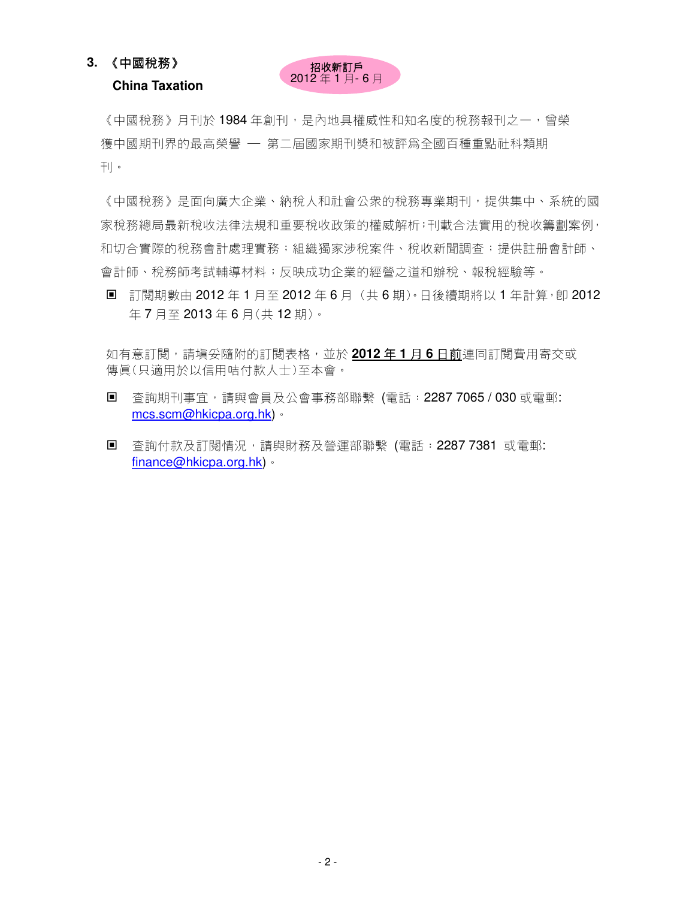### 3. 《中國稅務》

**China Taxation**

**招收新訂戶**
2012 年 1 月- 6 月

《中國稅務》月刊於 1984 年創刊，是內地具權威性和知名度的稅務報刊之一，曾榮獲中國期刊界的最高榮譽 — 第二屆國家期刊獎和被評爲全國百種重點社科類期刊。

《中國稅務》是面向廣大企業、納稅人和社會公衆的稅務專業期刊，提供集中、系統的國家稅務總局最新稅收法律法規和重要稅收政策的權威解析；刊載合法實用的稅收籌劃案例，和切合實際的稅務會計處理實務；組織獨家涉稅案件、稅收新聞調查；提供註册會計師、會計師、稅務師考試輔導材料；反映成功企業的經營之道和辦稅、報稅經驗等。

- ▣ 訂閱期數由 2012 年 1 月至 2012 年 6 月 （共 6 期）。日後續期將以 1 年計算，即 2012 年 7 月至 2013 年 6 月（共 12 期）。

如有意訂閱，請填妥隨附的訂閱表格，並於 **2012 年 1 月 6 日前**連同訂閱費用寄交或傳眞（只適用於以信用咭付款人士）至本會。

- ▣ 查詢期刊事宜，請與會員及公會事務部聯繫 (電話：2287 7065 / 030 或電郵: mcs.scm@hkicpa.org.hk)。

- ▣ 查詢付款及訂閱情況，請與財務及營運部聯繫 (電話：2287 7381 或電郵: finance@hkicpa.org.hk)。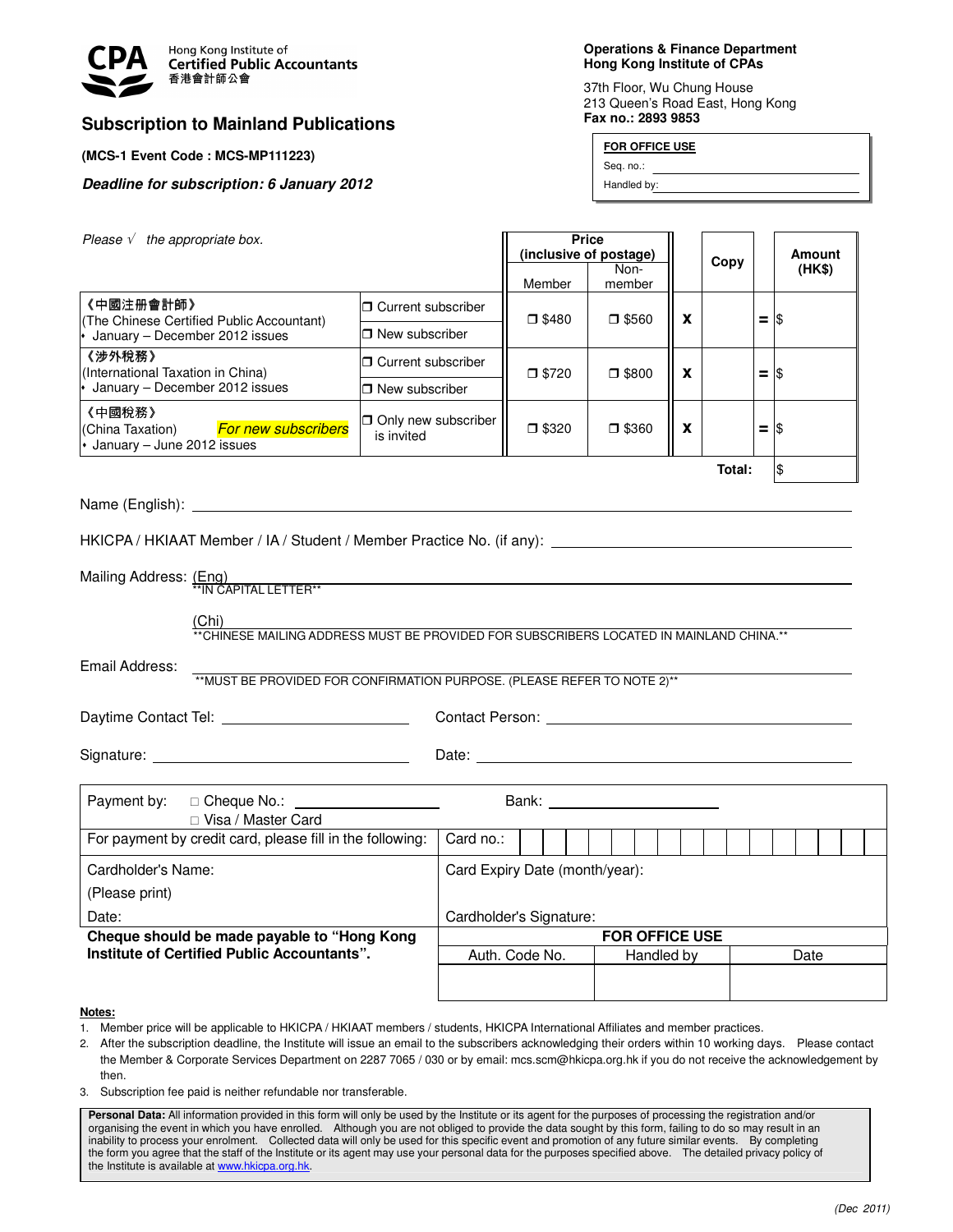Hong Kong Institute of Certified Public Accountants 香港會計師公會

# Subscription to Mainland Publications

**(MCS-1 Event Code : MCS-MP111223)**

***Deadline for subscription: 6 January 2012***

**Operations & Finance Department**
**Hong Kong Institute of CPAs**

37th Floor, Wu Chung House
213 Queen's Road East, Hong Kong
**Fax no.: 2893 9853**

**FOR OFFICE USE**
Seq. no.:
Handled by:

*Please √ the appropriate box.*

| | | Price (inclusive of postage) Member | Non-member | | Copy | | Amount (HK$) |
|---|---|---|---|---|---|---|---|
| 《中國注册會計師》 (The Chinese Certified Public Accountant) • January – December 2012 issues | ❒ Current subscriber ❒ New subscriber | ❒ $480 | ❒ $560 | **x** | | **=** | $ |
| 《涉外稅務》 (International Taxation in China) • January – December 2012 issues | ❒ Current subscriber ❒ New subscriber | ❒ $720 | ❒ $800 | **x** | | **=** | $ |
| 《中國稅務》 (China Taxation) *For new subscribers* • January – June 2012 issues | ❒ Only new subscriber is invited | ❒ $320 | ❒ $360 | **x** | | **=** | $ |
| | | | | | **Total:** | | $ |

Name (English): ____________________

HKICPA / HKIAAT Member / IA / Student / Member Practice No. (if any): ____________________

Mailing Address: (Eng) ____________________
**IN CAPITAL LETTER**

(Chi) ____________________
**CHINESE MAILING ADDRESS MUST BE PROVIDED FOR SUBSCRIBERS LOCATED IN MAINLAND CHINA.**

Email Address: ____________________
**MUST BE PROVIDED FOR CONFIRMATION PURPOSE. (PLEASE REFER TO NOTE 2)**

Daytime Contact Tel: ____________________ Contact Person: ____________________

Signature: ____________________ Date: ____________________

| | |
|---|---|
| Payment by: □ Cheque No.: ______ □ Visa / Master Card | Bank: ______ |
| For payment by credit card, please fill in the following: | Card no.: |
| Cardholder's Name: (Please print) Date: | Card Expiry Date (month/year): Cardholder's Signature: |

**Cheque should be made payable to "Hong Kong Institute of Certified Public Accountants".**

| FOR OFFICE USE | | |
|---|---|---|
| Auth. Code No. | Handled by | Date |
| | | |

**Notes:**

1. Member price will be applicable to HKICPA / HKIAAT members / students, HKICPA International Affiliates and member practices.
2. After the subscription deadline, the Institute will issue an email to the subscribers acknowledging their orders within 10 working days. Please contact the Member & Corporate Services Department on 2287 7065 / 030 or by email: mcs.scm@hkicpa.org.hk if you do not receive the acknowledgement by then.
3. Subscription fee paid is neither refundable nor transferable.

**Personal Data:** All information provided in this form will only be used by the Institute or its agent for the purposes of processing the registration and/or organising the event in which you have enrolled. Although you are not obliged to provide the data sought by this form, failing to do so may result in an inability to process your enrolment. Collected data will only be used for this specific event and promotion of any future similar events. By completing the form you agree that the staff of the Institute or its agent may use your personal data for the purposes specified above. The detailed privacy policy of the Institute is available at www.hkicpa.org.hk.

*(Dec 2011)*